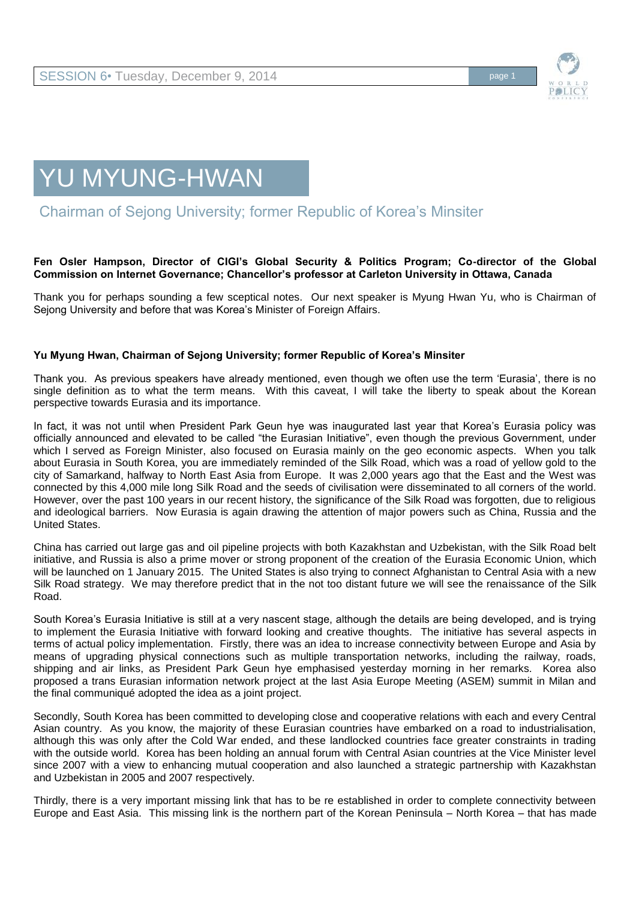# YU MYUNG-HWAN

## Chairman of Sejong University; former Republic of Korea's Minsiter

**Fen Osler Hampson, Director of CIGI's Global Security & Politics Program; Co-director of the Global Commission on Internet Governance; Chancellor's professor at Carleton University in Ottawa, Canada**

Thank you for perhaps sounding a few sceptical notes. Our next speaker is Myung Hwan Yu, who is Chairman of Sejong University and before that was Korea's Minister of Foreign Affairs.

**Yu Myung Hwan, Chairman of Sejong University; former Republic of Korea's Minsiter**

Thank you. As previous speakers have already mentioned, even though we often use the term 'Eurasia', there is no single definition as to what the term means. With this caveat, I will take the liberty to speak about the Korean perspective towards Eurasia and its importance.

In fact, it was not until when President Park Geun hye was inaugurated last year that Korea's Eurasia policy was officially announced and elevated to be called "the Eurasian Initiative", even though the previous Government, under which I served as Foreign Minister, also focused on Eurasia mainly on the geo economic aspects. When you talk about Eurasia in South Korea, you are immediately reminded of the Silk Road, which was a road of yellow gold to the city of Samarkand, halfway to North East Asia from Europe. It was 2,000 years ago that the East and the West was connected by this 4,000 mile long Silk Road and the seeds of civilisation were disseminated to all corners of the world. However, over the past 100 years in our recent history, the significance of the Silk Road was forgotten, due to religious and ideological barriers. Now Eurasia is again drawing the attention of major powers such as China, Russia and the United States.

China has carried out large gas and oil pipeline projects with both Kazakhstan and Uzbekistan, with the Silk Road belt initiative, and Russia is also a prime mover or strong proponent of the creation of the Eurasia Economic Union, which will be launched on 1 January 2015. The United States is also trying to connect Afghanistan to Central Asia with a new Silk Road strategy. We may therefore predict that in the not too distant future we will see the renaissance of the Silk Road.

South Korea's Eurasia Initiative is still at a very nascent stage, although the details are being developed, and is trying to implement the Eurasia Initiative with forward looking and creative thoughts. The initiative has several aspects in terms of actual policy implementation. Firstly, there was an idea to increase connectivity between Europe and Asia by means of upgrading physical connections such as multiple transportation networks, including the railway, roads, shipping and air links, as President Park Geun hye emphasised yesterday morning in her remarks. Korea also proposed a trans Eurasian information network project at the last Asia Europe Meeting (ASEM) summit in Milan and the final communiqué adopted the idea as a joint project.

Secondly, South Korea has been committed to developing close and cooperative relations with each and every Central Asian country. As you know, the majority of these Eurasian countries have embarked on a road to industrialisation, although this was only after the Cold War ended, and these landlocked countries face greater constraints in trading with the outside world. Korea has been holding an annual forum with Central Asian countries at the Vice Minister level since 2007 with a view to enhancing mutual cooperation and also launched a strategic partnership with Kazakhstan and Uzbekistan in 2005 and 2007 respectively.

Thirdly, there is a very important missing link that has to be re established in order to complete connectivity between Europe and East Asia. This missing link is the northern part of the Korean Peninsula – North Korea – that has made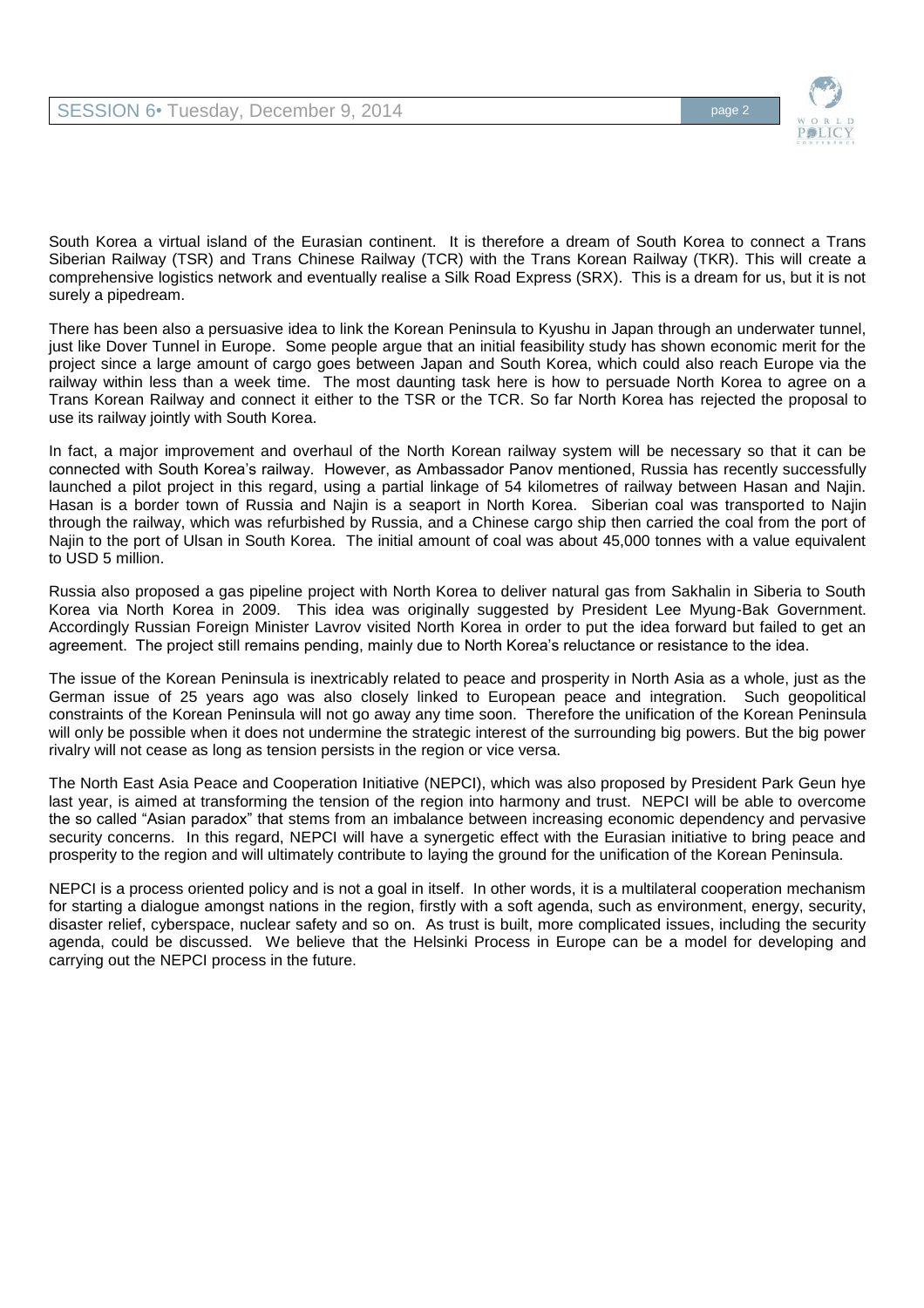South Korea a virtual island of the Eurasian continent. It is therefore a dream of South Korea to connect a Trans Siberian Railway (TSR) and Trans Chinese Railway (TCR) with the Trans Korean Railway (TKR). This will create a comprehensive logistics network and eventually realise a Silk Road Express (SRX). This is a dream for us, but it is not surely a pipedream.

There has been also a persuasive idea to link the Korean Peninsula to Kyushu in Japan through an underwater tunnel, just like Dover Tunnel in Europe. Some people argue that an initial feasibility study has shown economic merit for the project since a large amount of cargo goes between Japan and South Korea, which could also reach Europe via the railway within less than a week time. The most daunting task here is how to persuade North Korea to agree on a Trans Korean Railway and connect it either to the TSR or the TCR. So far North Korea has rejected the proposal to use its railway jointly with South Korea.

In fact, a major improvement and overhaul of the North Korean railway system will be necessary so that it can be connected with South Korea's railway. However, as Ambassador Panov mentioned, Russia has recently successfully launched a pilot project in this regard, using a partial linkage of 54 kilometres of railway between Hasan and Najin. Hasan is a border town of Russia and Najin is a seaport in North Korea. Siberian coal was transported to Najin through the railway, which was refurbished by Russia, and a Chinese cargo ship then carried the coal from the port of Najin to the port of Ulsan in South Korea. The initial amount of coal was about 45,000 tonnes with a value equivalent to USD 5 million.

Russia also proposed a gas pipeline project with North Korea to deliver natural gas from Sakhalin in Siberia to South Korea via North Korea in 2009. This idea was originally suggested by President Lee Myung-Bak Government. Accordingly Russian Foreign Minister Lavrov visited North Korea in order to put the idea forward but failed to get an agreement. The project still remains pending, mainly due to North Korea's reluctance or resistance to the idea.

The issue of the Korean Peninsula is inextricably related to peace and prosperity in North Asia as a whole, just as the German issue of 25 years ago was also closely linked to European peace and integration. Such geopolitical constraints of the Korean Peninsula will not go away any time soon. Therefore the unification of the Korean Peninsula will only be possible when it does not undermine the strategic interest of the surrounding big powers. But the big power rivalry will not cease as long as tension persists in the region or vice versa.

The North East Asia Peace and Cooperation Initiative (NEPCI), which was also proposed by President Park Geun hye last year, is aimed at transforming the tension of the region into harmony and trust. NEPCI will be able to overcome the so called "Asian paradox" that stems from an imbalance between increasing economic dependency and pervasive security concerns. In this regard, NEPCI will have a synergetic effect with the Eurasian initiative to bring peace and prosperity to the region and will ultimately contribute to laying the ground for the unification of the Korean Peninsula.

NEPCI is a process oriented policy and is not a goal in itself. In other words, it is a multilateral cooperation mechanism for starting a dialogue amongst nations in the region, firstly with a soft agenda, such as environment, energy, security, disaster relief, cyberspace, nuclear safety and so on. As trust is built, more complicated issues, including the security agenda, could be discussed. We believe that the Helsinki Process in Europe can be a model for developing and carrying out the NEPCI process in the future.